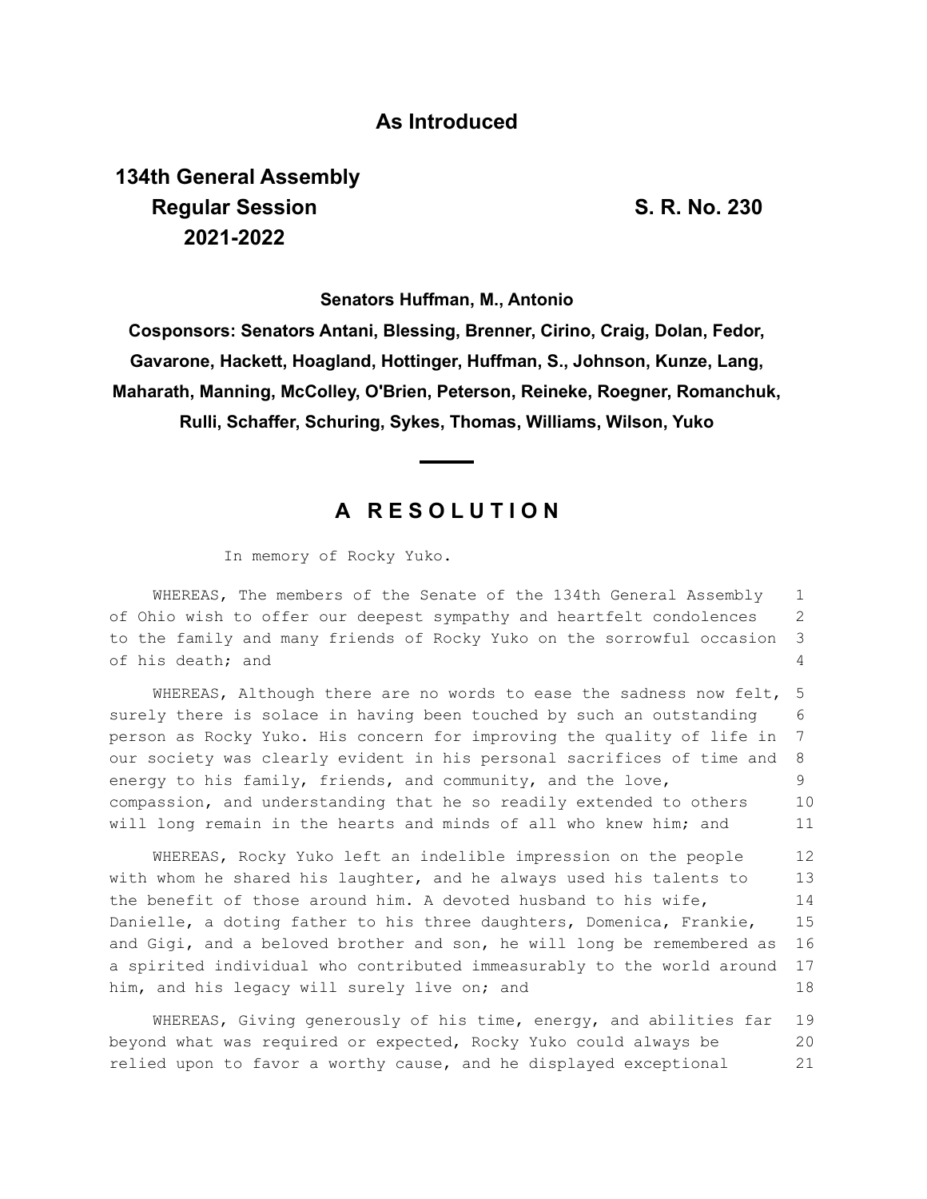**As Introduced**

**134th General Assembly**
**Regular Session**
**2021-2022**

**S. R. No. 230**

**Senators Huffman, M., Antonio**

**Cosponsors: Senators Antani, Blessing, Brenner, Cirino, Craig, Dolan, Fedor, Gavarone, Hackett, Hoagland, Hottinger, Huffman, S., Johnson, Kunze, Lang, Maharath, Manning, McColley, O'Brien, Peterson, Reineke, Roegner, Romanchuk, Rulli, Schaffer, Schuring, Sykes, Thomas, Williams, Wilson, Yuko**

## A RESOLUTION

In memory of Rocky Yuko.

WHEREAS, The members of the Senate of the 134th General Assembly of Ohio wish to offer our deepest sympathy and heartfelt condolences to the family and many friends of Rocky Yuko on the sorrowful occasion of his death; and

WHEREAS, Although there are no words to ease the sadness now felt, surely there is solace in having been touched by such an outstanding person as Rocky Yuko. His concern for improving the quality of life in our society was clearly evident in his personal sacrifices of time and energy to his family, friends, and community, and the love, compassion, and understanding that he so readily extended to others will long remain in the hearts and minds of all who knew him; and

WHEREAS, Rocky Yuko left an indelible impression on the people with whom he shared his laughter, and he always used his talents to the benefit of those around him. A devoted husband to his wife, Danielle, a doting father to his three daughters, Domenica, Frankie, and Gigi, and a beloved brother and son, he will long be remembered as a spirited individual who contributed immeasurably to the world around him, and his legacy will surely live on; and

WHEREAS, Giving generously of his time, energy, and abilities far beyond what was required or expected, Rocky Yuko could always be relied upon to favor a worthy cause, and he displayed exceptional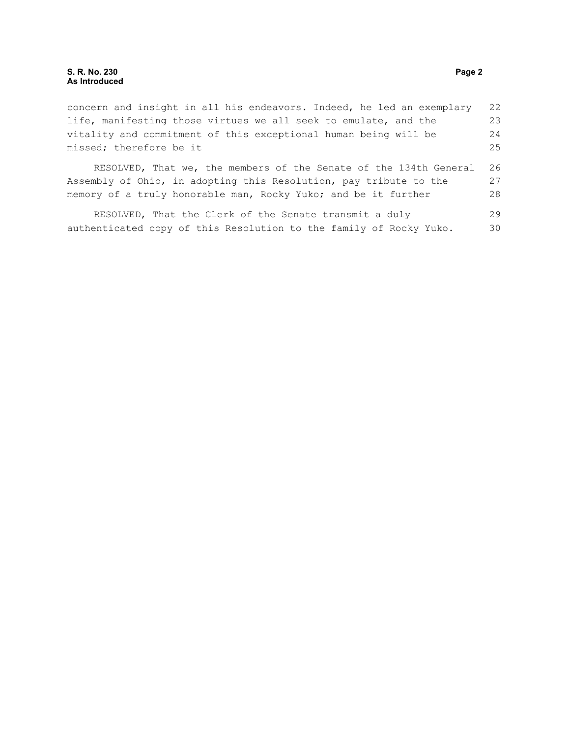concern and insight in all his endeavors. Indeed, he led an exemplary life, manifesting those virtues we all seek to emulate, and the vitality and commitment of this exceptional human being will be missed; therefore be it

RESOLVED, That we, the members of the Senate of the 134th General Assembly of Ohio, in adopting this Resolution, pay tribute to the memory of a truly honorable man, Rocky Yuko; and be it further

RESOLVED, That the Clerk of the Senate transmit a duly authenticated copy of this Resolution to the family of Rocky Yuko.